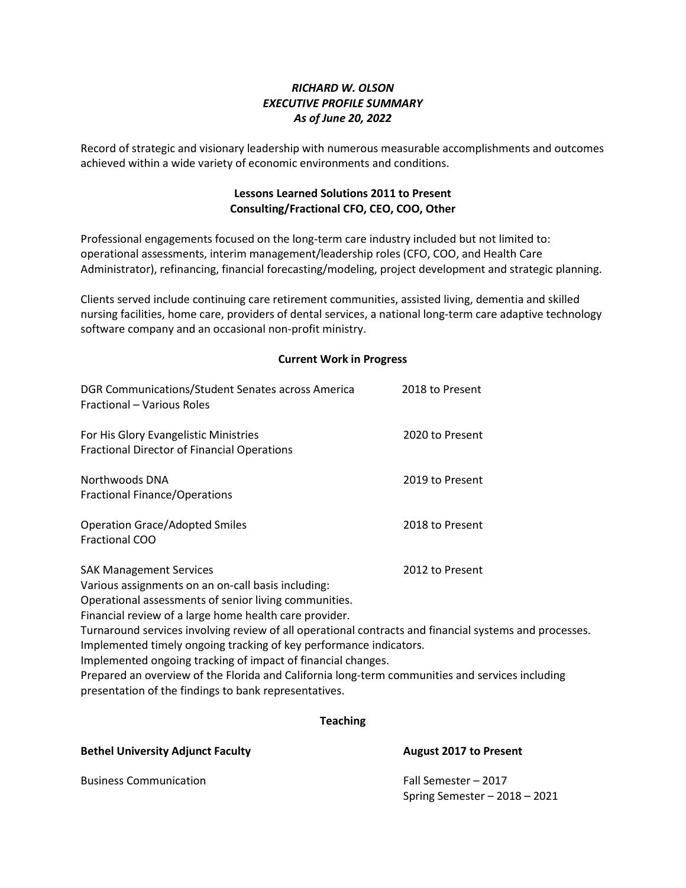# *RICHARD W. OLSON*
## *EXECUTIVE PROFILE SUMMARY*
### *As of June 20, 2022*

Record of strategic and visionary leadership with numerous measurable accomplishments and outcomes achieved within a wide variety of economic environments and conditions.

## Lessons Learned Solutions 2011 to Present
### Consulting/Fractional CFO, CEO, COO, Other

Professional engagements focused on the long-term care industry included but not limited to: operational assessments, interim management/leadership roles (CFO, COO, and Health Care Administrator), refinancing, financial forecasting/modeling, project development and strategic planning.

Clients served include continuing care retirement communities, assisted living, dementia and skilled nursing facilities, home care, providers of dental services, a national long-term care adaptive technology software company and an occasional non-profit ministry.

### Current Work in Progress

DGR Communications/Student Senates across America — 2018 to Present
Fractional – Various Roles

For His Glory Evangelistic Ministries — 2020 to Present
Fractional Director of Financial Operations

Northwoods DNA — 2019 to Present
Fractional Finance/Operations

Operation Grace/Adopted Smiles — 2018 to Present
Fractional COO

SAK Management Services — 2012 to Present
Various assignments on an on-call basis including:
Operational assessments of senior living communities.
Financial review of a large home health care provider.
Turnaround services involving review of all operational contracts and financial systems and processes.
Implemented timely ongoing tracking of key performance indicators.
Implemented ongoing tracking of impact of financial changes.
Prepared an overview of the Florida and California long-term communities and services including presentation of the findings to bank representatives.

### Teaching

**Bethel University Adjunct Faculty** — **August 2017 to Present**

Business Communication — Fall Semester – 2017
Spring Semester – 2018 – 2021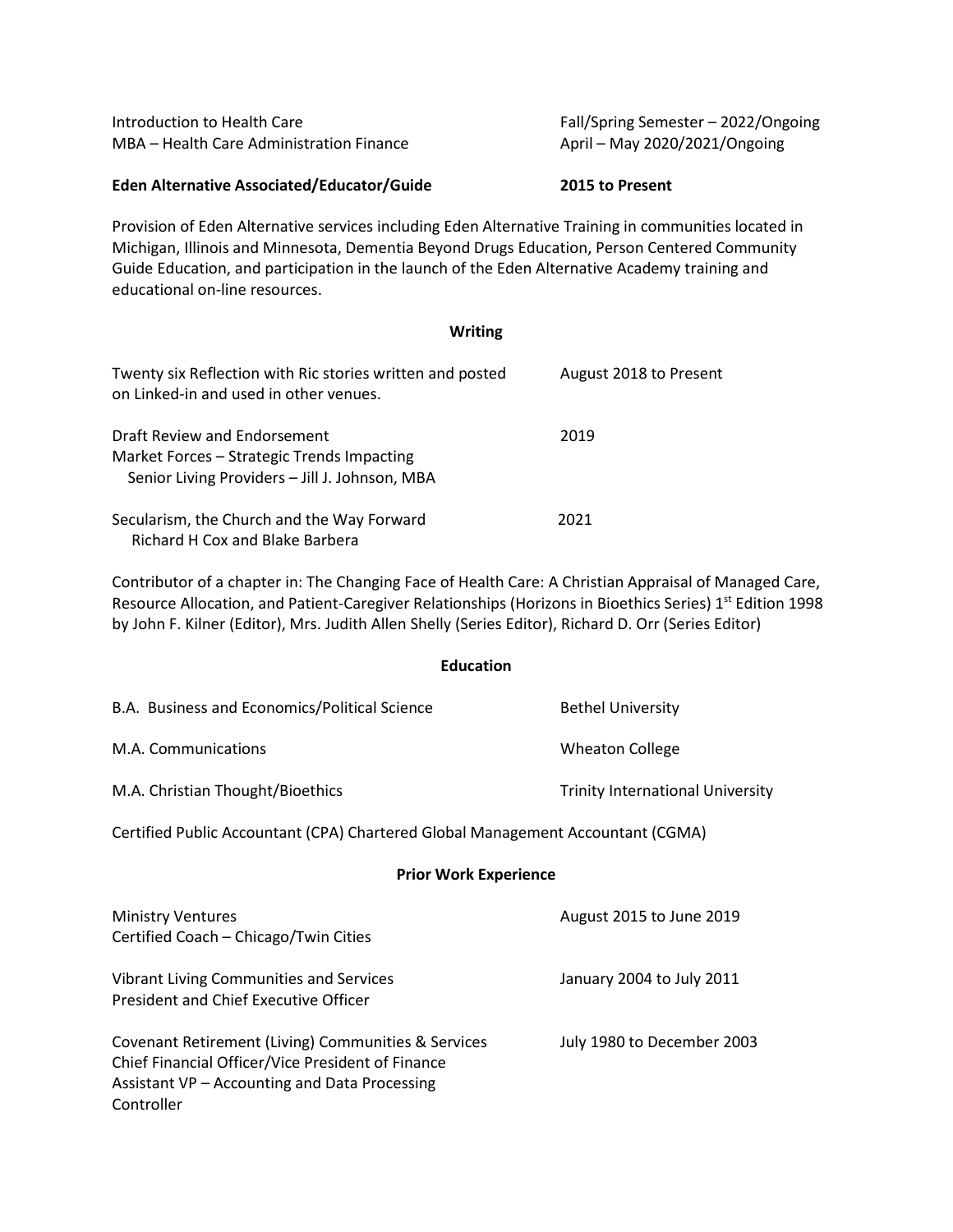Introduction to Health Care — Fall/Spring Semester – 2022/Ongoing
MBA – Health Care Administration Finance — April – May 2020/2021/Ongoing

**Eden Alternative Associated/Educator/Guide** — **2015 to Present**

Provision of Eden Alternative services including Eden Alternative Training in communities located in Michigan, Illinois and Minnesota, Dementia Beyond Drugs Education, Person Centered Community Guide Education, and participation in the launch of the Eden Alternative Academy training and educational on-line resources.

## Writing

Twenty six Reflection with Ric stories written and posted on Linked-in and used in other venues. — August 2018 to Present

Draft Review and Endorsement
Market Forces – Strategic Trends Impacting Senior Living Providers – Jill J. Johnson, MBA — 2019

Secularism, the Church and the Way Forward
Richard H Cox and Blake Barbera — 2021

Contributor of a chapter in: The Changing Face of Health Care: A Christian Appraisal of Managed Care, Resource Allocation, and Patient-Caregiver Relationships (Horizons in Bioethics Series) 1st Edition 1998 by John F. Kilner (Editor), Mrs. Judith Allen Shelly (Series Editor), Richard D. Orr (Series Editor)

## Education

B.A. Business and Economics/Political Science — Bethel University

M.A. Communications — Wheaton College

M.A. Christian Thought/Bioethics — Trinity International University

Certified Public Accountant (CPA) Chartered Global Management Accountant (CGMA)

## Prior Work Experience

Ministry Ventures — August 2015 to June 2019
Certified Coach – Chicago/Twin Cities

Vibrant Living Communities and Services — January 2004 to July 2011
President and Chief Executive Officer

Covenant Retirement (Living) Communities & Services — July 1980 to December 2003
Chief Financial Officer/Vice President of Finance
Assistant VP – Accounting and Data Processing
Controller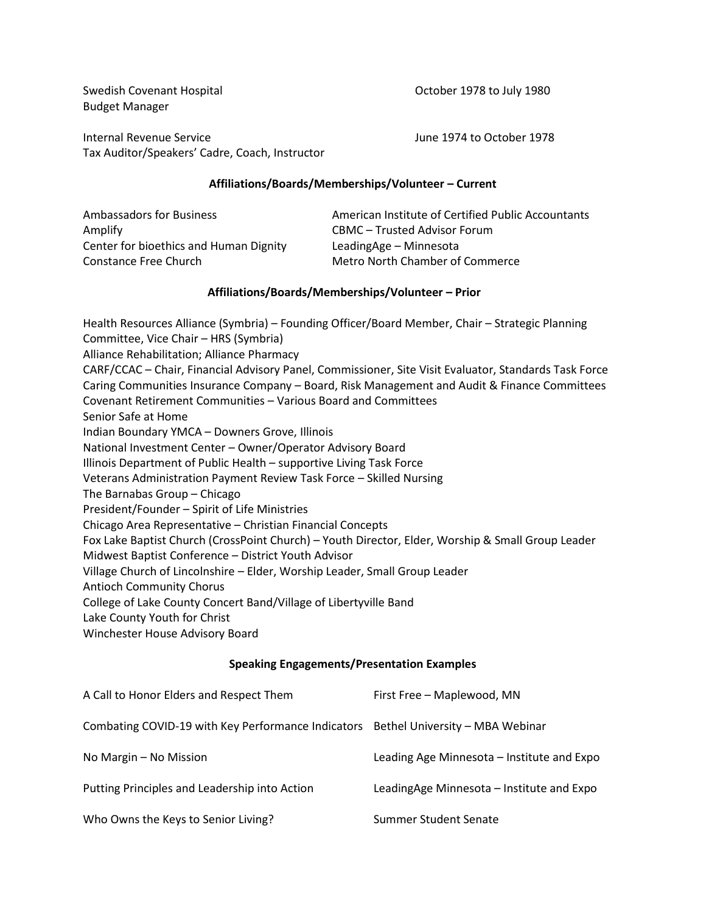Swedish Covenant Hospital — October 1978 to July 1980
Budget Manager

Internal Revenue Service — June 1974 to October 1978
Tax Auditor/Speakers' Cadre, Coach, Instructor

## Affiliations/Boards/Memberships/Volunteer – Current

Ambassadors for Business
Amplify
Center for bioethics and Human Dignity
Constance Free Church
American Institute of Certified Public Accountants
CBMC – Trusted Advisor Forum
LeadingAge – Minnesota
Metro North Chamber of Commerce

## Affiliations/Boards/Memberships/Volunteer – Prior

Health Resources Alliance (Symbria) – Founding Officer/Board Member, Chair – Strategic Planning Committee, Vice Chair – HRS (Symbria)
Alliance Rehabilitation; Alliance Pharmacy
CARF/CCAC – Chair, Financial Advisory Panel, Commissioner, Site Visit Evaluator, Standards Task Force
Caring Communities Insurance Company – Board, Risk Management and Audit & Finance Committees
Covenant Retirement Communities – Various Board and Committees
Senior Safe at Home
Indian Boundary YMCA – Downers Grove, Illinois
National Investment Center – Owner/Operator Advisory Board
Illinois Department of Public Health – supportive Living Task Force
Veterans Administration Payment Review Task Force – Skilled Nursing
The Barnabas Group – Chicago
President/Founder – Spirit of Life Ministries
Chicago Area Representative – Christian Financial Concepts
Fox Lake Baptist Church (CrossPoint Church) – Youth Director, Elder, Worship & Small Group Leader
Midwest Baptist Conference – District Youth Advisor
Village Church of Lincolnshire – Elder, Worship Leader, Small Group Leader
Antioch Community Chorus
College of Lake County Concert Band/Village of Libertyville Band
Lake County Youth for Christ
Winchester House Advisory Board

## Speaking Engagements/Presentation Examples

| | |
|---|---|
| A Call to Honor Elders and Respect Them | First Free – Maplewood, MN |
| Combating COVID-19 with Key Performance Indicators | Bethel University – MBA Webinar |
| No Margin – No Mission | Leading Age Minnesota – Institute and Expo |
| Putting Principles and Leadership into Action | LeadingAge Minnesota – Institute and Expo |
| Who Owns the Keys to Senior Living? | Summer Student Senate |